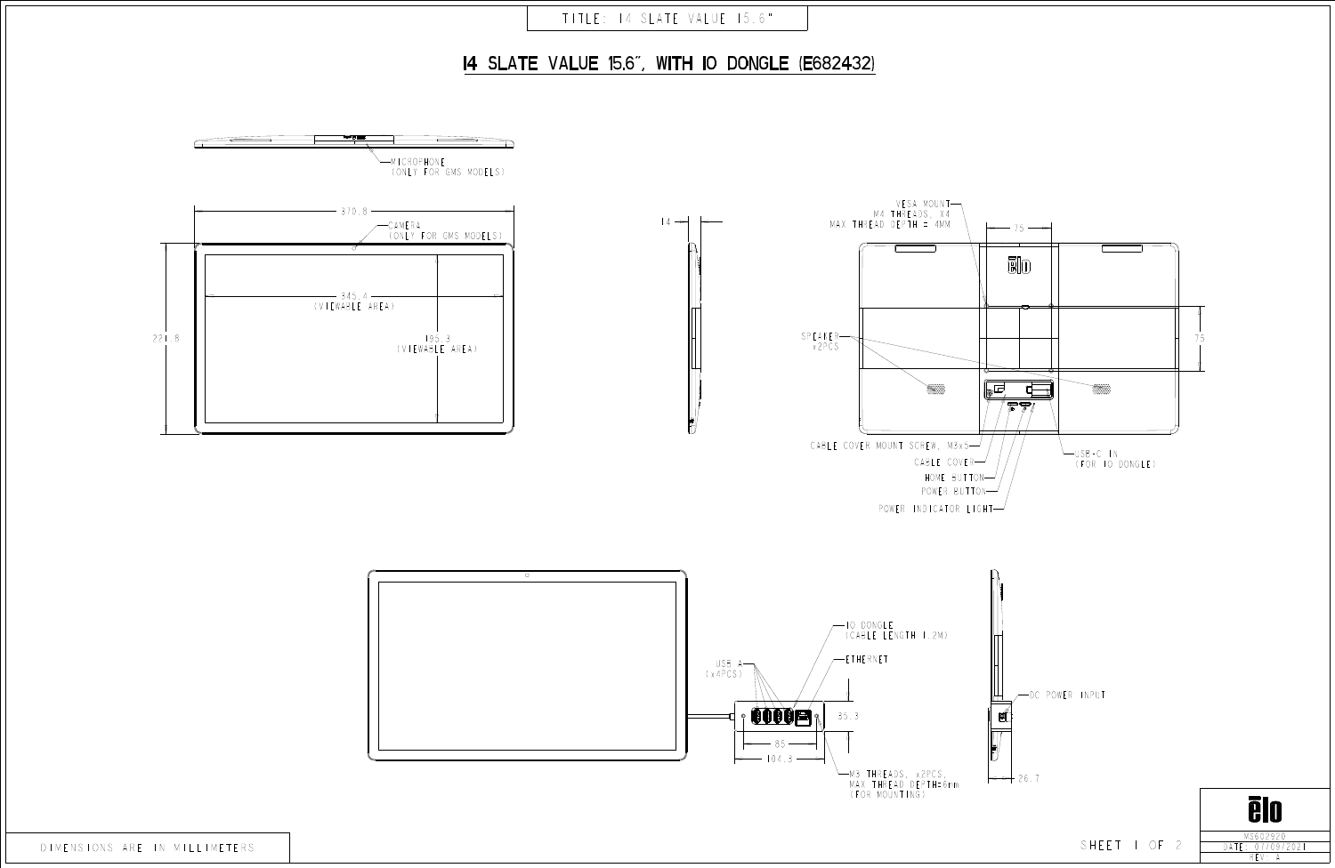TITLE: I4 SLATE VALUE 15.6"

# I4 SLATE VALUE 15.6", WITH IO DONGLE (E682432)

MICROPHONE
(ONLY FOR GMS MODELS)

370.8

CAMERA
(ONLY FOR GMS MODELS)

345.4
(VIEWABLE AREA)

221.8

195.3
(VIEWABLE AREA)

14

VESA MOUNT
M4 THREADS, X4
MAX THREAD DEPTH = 4MM

75

75

SPEAKER
x2PCS

CABLE COVER MOUNT SCREW, M3x5

CABLE COVER

HOME BUTTON

POWER BUTTON

POWER INDICATOR LIGHT

USB-C IN
(FOR IO DONGLE)

IO DONGLE
(CABLE LENGTH 1.2M)

ETHERNET

USB A
(x4PCS)

35.3

85

104.3

M3 THREADS, x2PCS,
MAX THREAD DEPTH=6mm
(FOR MOUNTING)

DC POWER INPUT

26.7

DIMENSIONS ARE IN MILLIMETERS

MS602920
DATE: 07/09/2021
REV: A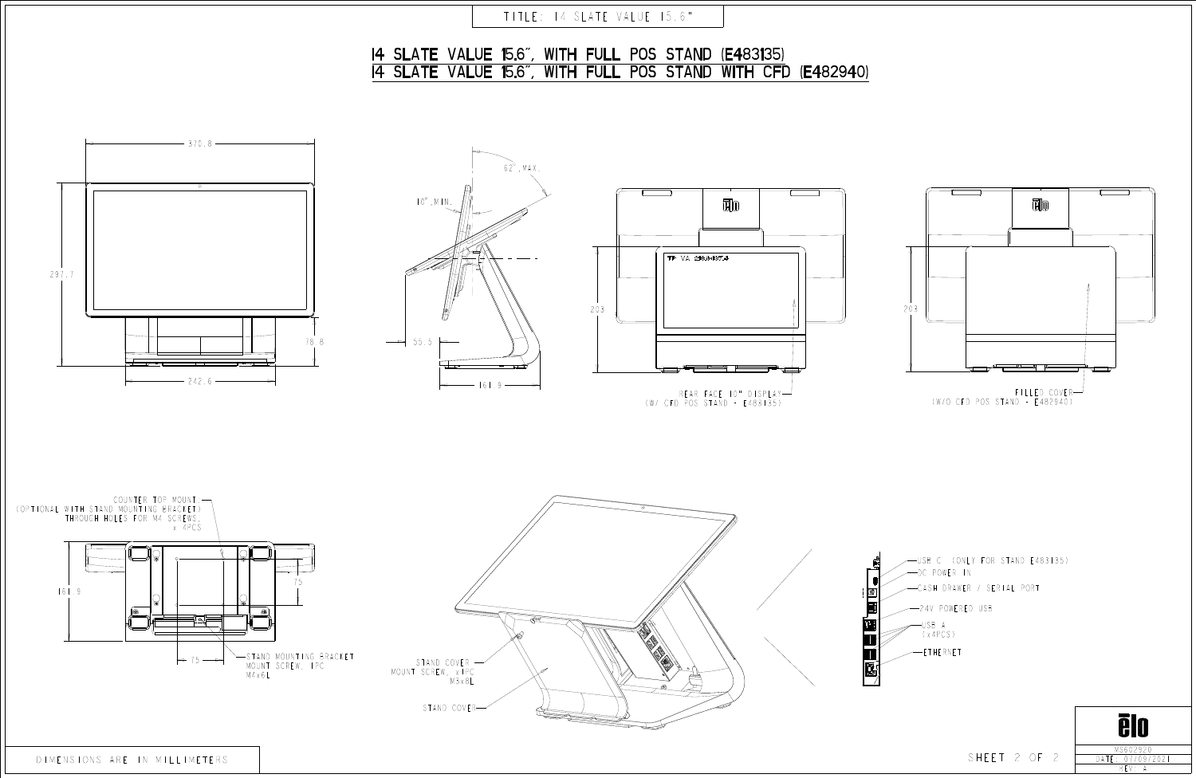TITLE: I4 SLATE VALUE 15.6"

# I4 SLATE VALUE 15.6", WITH FULL POS STAND (E483135)
# I4 SLATE VALUE 15.6", WITH FULL POS STAND WITH CFD (E482940)

370.8

297.7

78.8

242.6

62°, MAX.

10°, MIN.

55.5

161.9

203

TP VA 2983487.4

REAR FACE 10" DISPLAY
(W/ CFD POS STAND - E483135)

203

FILLED COVER
(W/O CFD POS STAND - E482940)

COUNTER TOP MOUNT:
(OPTIONAL WITH STAND MOUNTING BRACKET)
THROUGH HOLES FOR M4 SCREWS,
x 4PCS

161.9

75

75

STAND MOUNTING BRACKET
MOUNT SCREW, 1PC
M4x6L

STAND COVER
MOUNT SCREW, x1PC
M3x8L

STAND COVER

USB C (ONLY FOR STAND E483135)

DC POWER IN

CASH DRAWER / SERIAL PORT

24V POWERED USB

USB A
(x4PCS)

ETHERNET

DIMENSIONS ARE IN MILLIMETERS

SHEET 2 OF 2

ēlo

MS602920

DATE: 07/09/2021

REV: A